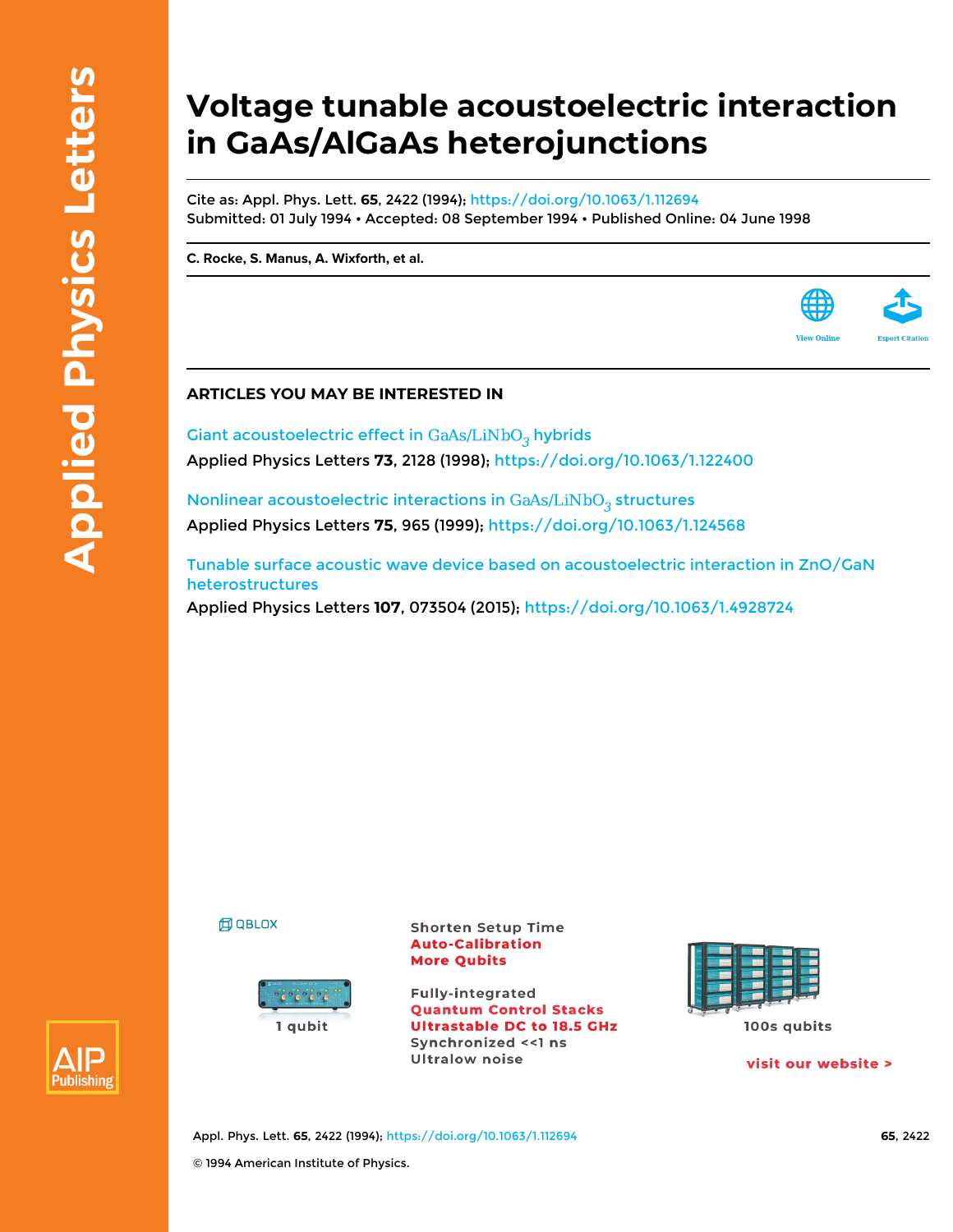# Voltage tunable acoustoelectric interaction in GaAs/AlGaAs heterojunctions

Cite as: Appl. Phys. Lett. **65**, 2422 (1994); https://doi.org/10.1063/1.112694
Submitted: 01 July 1994 • Accepted: 08 September 1994 • Published Online: 04 June 1998

**C. Rocke, S. Manus, A. Wixforth, et al.**

View Online

Export Citation

## ARTICLES YOU MAY BE INTERESTED IN

Giant acoustoelectric effect in $GaAs/LiNbO_3$ hybrids
Applied Physics Letters **73**, 2128 (1998); https://doi.org/10.1063/1.122400

Nonlinear acoustoelectric interactions in $GaAs/LiNbO_3$ structures
Applied Physics Letters **75**, 965 (1999); https://doi.org/10.1063/1.124568

Tunable surface acoustic wave device based on acoustoelectric interaction in ZnO/GaN heterostructures
Applied Physics Letters **107**, 073504 (2015); https://doi.org/10.1063/1.4928724

© 1994 American Institute of Physics.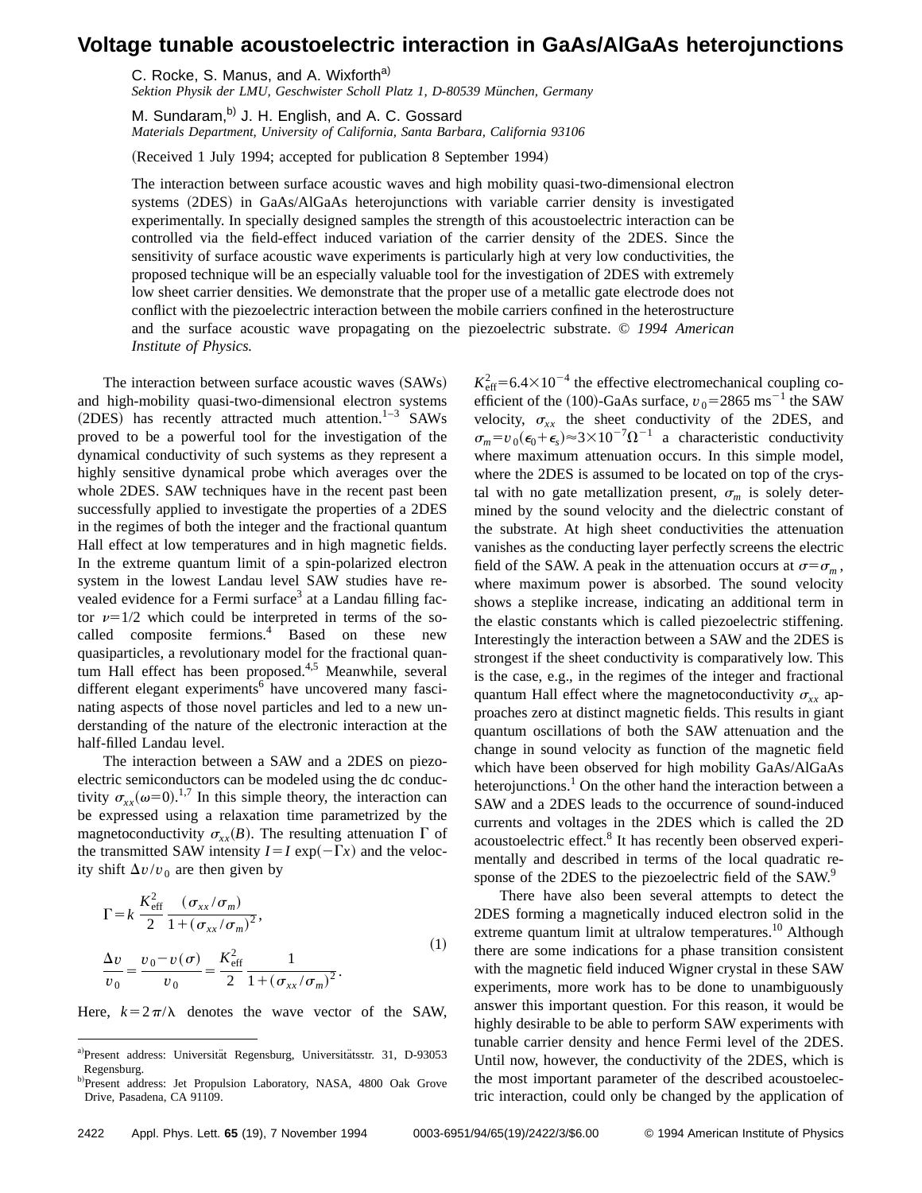# Voltage tunable acoustoelectric interaction in GaAs/AlGaAs heterojunctions

C. Rocke, S. Manus, and A. Wixforth[a)]
*Sektion Physik der LMU, Geschwister Scholl Platz 1, D-80539 München, Germany*

M. Sundaram,[b)] J. H. English, and A. C. Gossard
*Materials Department, University of California, Santa Barbara, California 93106*

(Received 1 July 1994; accepted for publication 8 September 1994)

The interaction between surface acoustic waves and high mobility quasi-two-dimensional electron systems (2DES) in GaAs/AlGaAs heterojunctions with variable carrier density is investigated experimentally. In specially designed samples the strength of this acoustoelectric interaction can be controlled via the field-effect induced variation of the carrier density of the 2DES. Since the sensitivity of surface acoustic wave experiments is particularly high at very low conductivities, the proposed technique will be an especially valuable tool for the investigation of 2DES with extremely low sheet carrier densities. We demonstrate that the proper use of a metallic gate electrode does not conflict with the piezoelectric interaction between the mobile carriers confined in the heterostructure and the surface acoustic wave propagating on the piezoelectric substrate. © *1994 American Institute of Physics.*

The interaction between surface acoustic waves (SAWs) and high-mobility quasi-two-dimensional electron systems (2DES) has recently attracted much attention.[1–3] SAWs proved to be a powerful tool for the investigation of the dynamical conductivity of such systems as they represent a highly sensitive dynamical probe which averages over the whole 2DES. SAW techniques have in the recent past been successfully applied to investigate the properties of a 2DES in the regimes of both the integer and the fractional quantum Hall effect at low temperatures and in high magnetic fields. In the extreme quantum limit of a spin-polarized electron system in the lowest Landau level SAW studies have revealed evidence for a Fermi surface[3] at a Landau filling factor $\nu=1/2$ which could be interpreted in terms of the so-called composite fermions.[4] Based on these new quasiparticles, a revolutionary model for the fractional quantum Hall effect has been proposed.[4,5] Meanwhile, several different elegant experiments[6] have uncovered many fascinating aspects of those novel particles and led to a new understanding of the nature of the electronic interaction at the half-filled Landau level.

The interaction between a SAW and a 2DES on piezoelectric semiconductors can be modeled using the dc conductivity $\sigma_{xx}(\omega=0)$.[1,7] In this simple theory, the interaction can be expressed using a relaxation time parametrized by the magnetoconductivity $\sigma_{xx}(B)$. The resulting attenuation $\Gamma$ of the transmitted SAW intensity $I=I\,\exp(-\Gamma x)$ and the velocity shift $\Delta v/v_0$ are then given by

$$
\Gamma = k\,\frac{K_{\mathrm{eff}}^2}{2}\,\frac{(\sigma_{xx}/\sigma_m)}{1+(\sigma_{xx}/\sigma_m)^2},
$$

$$
\frac{\Delta v}{v_0} = \frac{v_0 - v(\sigma)}{v_0} = \frac{K_{\mathrm{eff}}^2}{2}\,\frac{1}{1+(\sigma_{xx}/\sigma_m)^2}. \tag{1}
$$

Here, $k=2\pi/\lambda$ denotes the wave vector of the SAW, $K_{\mathrm{eff}}^2=6.4\times10^{-4}$ the effective electromechanical coupling coefficient of the (100)-GaAs surface, $v_0=2865\ \mathrm{ms}^{-1}$ the SAW velocity, $\sigma_{xx}$ the sheet conductivity of the 2DES, and $\sigma_m=v_0(\epsilon_0+\epsilon_s)\approx3\times10^{-7}\Omega^{-1}$ a characteristic conductivity where maximum attenuation occurs. In this simple model, where the 2DES is assumed to be located on top of the crystal with no gate metallization present, $\sigma_m$ is solely determined by the sound velocity and the dielectric constant of the substrate. At high sheet conductivities the attenuation vanishes as the conducting layer perfectly screens the electric field of the SAW. A peak in the attenuation occurs at $\sigma=\sigma_m$, where maximum power is absorbed. The sound velocity shows a steplike increase, indicating an additional term in the elastic constants which is called piezoelectric stiffening. Interestingly the interaction between a SAW and the 2DES is strongest if the sheet conductivity is comparatively low. This is the case, e.g., in the regimes of the integer and fractional quantum Hall effect where the magnetoconductivity $\sigma_{xx}$ approaches zero at distinct magnetic fields. This results in giant quantum oscillations of both the SAW attenuation and the change in sound velocity as function of the magnetic field which have been observed for high mobility GaAs/AlGaAs heterojunctions.[1] On the other hand the interaction between a SAW and a 2DES leads to the occurrence of sound-induced currents and voltages in the 2DES which is called the 2D acoustoelectric effect.[8] It has recently been observed experimentally and described in terms of the local quadratic response of the 2DES to the piezoelectric field of the SAW.[9]

There have also been several attempts to detect the 2DES forming a magnetically induced electron solid in the extreme quantum limit at ultralow temperatures.[10] Although there are some indications for a phase transition consistent with the magnetic field induced Wigner crystal in these SAW experiments, more work has to be done to unambiguously answer this important question. For this reason, it would be highly desirable to be able to perform SAW experiments with tunable carrier density and hence Fermi level of the 2DES. Until now, however, the conductivity of the 2DES, which is the most important parameter of the described acoustoelectric interaction, could only be changed by the application of

---

[a)]Present address: Universität Regensburg, Universitätsstr. 31, D-93053 Regensburg.

[b)]Present address: Jet Propulsion Laboratory, NASA, 4800 Oak Grove Drive, Pasadena, CA 91109.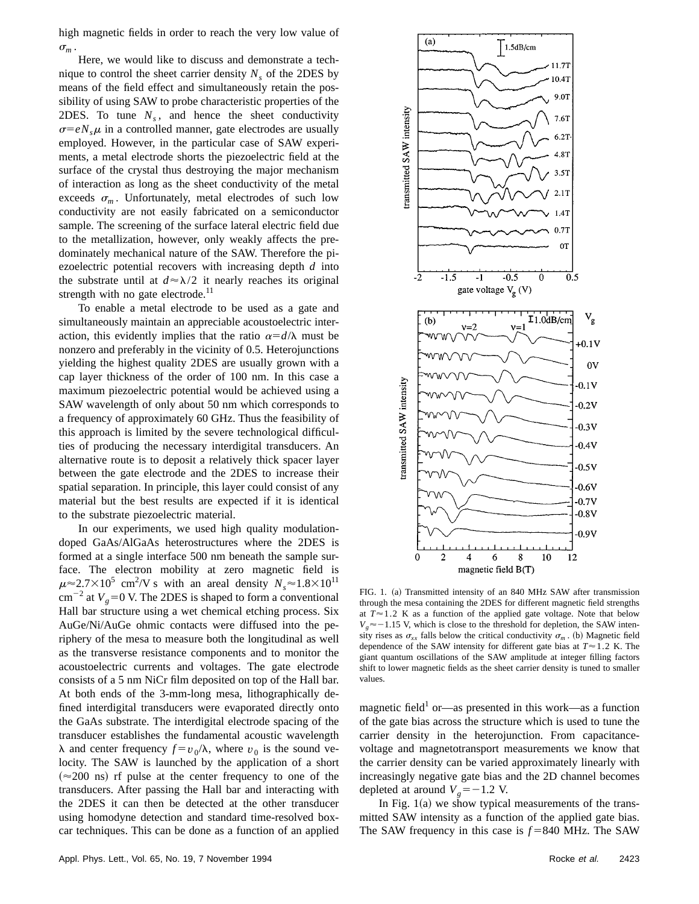high magnetic fields in order to reach the very low value of $\sigma_m$.

Here, we would like to discuss and demonstrate a technique to control the sheet carrier density $N_s$ of the 2DES by means of the field effect and simultaneously retain the possibility of using SAW to probe characteristic properties of the 2DES. To tune $N_s$, and hence the sheet conductivity $\sigma = eN_s\mu$ in a controlled manner, gate electrodes are usually employed. However, in the particular case of SAW experiments, a metal electrode shorts the piezoelectric field at the surface of the crystal thus destroying the major mechanism of interaction as long as the sheet conductivity of the metal exceeds $\sigma_m$. Unfortunately, metal electrodes of such low conductivity are not easily fabricated on a semiconductor sample. The screening of the surface lateral electric field due to the metallization, however, only weakly affects the predominately mechanical nature of the SAW. Therefore the piezoelectric potential recovers with increasing depth $d$ into the substrate until at $d \approx \lambda/2$ it nearly reaches its original strength with no gate electrode.[11]

To enable a metal electrode to be used as a gate and simultaneously maintain an appreciable acoustoelectric interaction, this evidently implies that the ratio $\alpha = d/\lambda$ must be nonzero and preferably in the vicinity of 0.5. Heterojunctions yielding the highest quality 2DES are usually grown with a cap layer thickness of the order of 100 nm. In this case a maximum piezoelectric potential would be achieved using a SAW wavelength of only about 50 nm which corresponds to a frequency of approximately 60 GHz. Thus the feasibility of this approach is limited by the severe technological difficulties of producing the necessary interdigital transducers. An alternative route is to deposit a relatively thick spacer layer between the gate electrode and the 2DES to increase their spatial separation. In principle, this layer could consist of any material but the best results are expected if it is identical to the substrate piezoelectric material.

In our experiments, we used high quality modulation-doped GaAs/AlGaAs heterostructures where the 2DES is formed at a single interface 500 nm beneath the sample surface. The electron mobility at zero magnetic field is $\mu \approx 2.7 \times 10^5$ cm$^2$/V s with an areal density $N_s \approx 1.8 \times 10^{11}$ cm$^{-2}$ at $V_g = 0$ V. The 2DES is shaped to form a conventional Hall bar structure using a wet chemical etching process. Six AuGe/Ni/AuGe ohmic contacts were diffused into the periphery of the mesa to measure both the longitudinal as well as the transverse resistance components and to monitor the acoustoelectric currents and voltages. The gate electrode consists of a 5 nm NiCr film deposited on top of the Hall bar. At both ends of the 3-mm-long mesa, lithographically defined interdigital transducers were evaporated directly onto the GaAs substrate. The interdigital electrode spacing of the transducer establishes the fundamental acoustic wavelength $\lambda$ and center frequency $f = v_0/\lambda$, where $v_0$ is the sound velocity. The SAW is launched by the application of a short ($\approx$200 ns) rf pulse at the center frequency to one of the transducers. After passing the Hall bar and interacting with the 2DES it can then be detected at the other transducer using homodyne detection and standard time-resolved boxcar techniques. This can be done as a function of an applied magnetic field[1] or—as presented in this work—as a function of the gate bias across the structure which is used to tune the carrier density in the heterojunction. From capacitance-voltage and magnetotransport measurements we know that the carrier density can be varied approximately linearly with increasingly negative gate bias and the 2D channel becomes depleted at around $V_g = -1.2$ V.

FIG. 1. (a) Transmitted intensity of an 840 MHz SAW after transmission through the mesa containing the 2DES for different magnetic field strengths at $T \approx 1.2$ K as a function of the applied gate voltage. Note that below $V_g \approx -1.15$ V, which is close to the threshold for depletion, the SAW intensity rises as $\sigma_{xx}$ falls below the critical conductivity $\sigma_m$. (b) Magnetic field dependence of the SAW intensity for different gate bias at $T \approx 1.2$ K. The giant quantum oscillations of the SAW amplitude at integer filling factors shift to lower magnetic fields as the sheet carrier density is tuned to smaller values.

In Fig. 1(a) we show typical measurements of the transmitted SAW intensity as a function of the applied gate bias. The SAW frequency in this case is $f = 840$ MHz. The SAW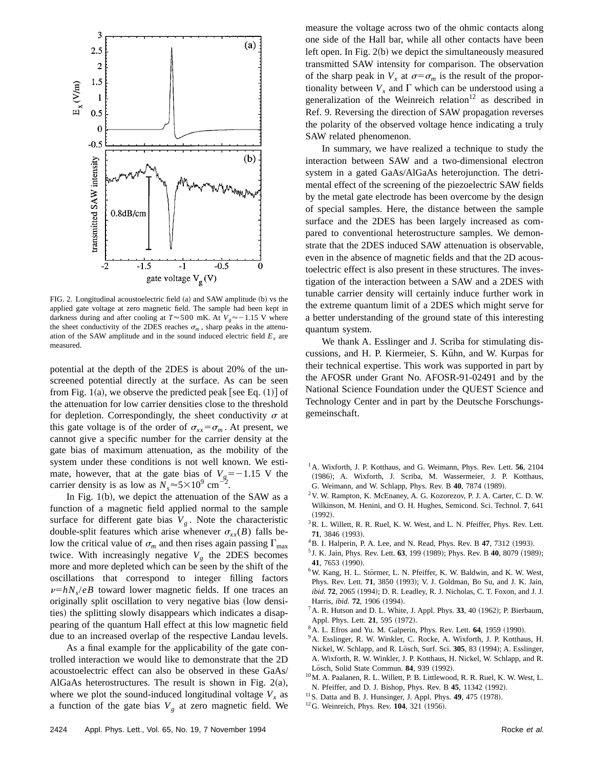(a)

3
2.5
2
1.5
1
0.5
0
-0.5

$E_x$ (V/m)

(b)

transmitted SAW intensity

0.8dB/cm

-2 -1.5 -1 -0.5 0

gate voltage $V_g$ (V)

FIG. 2. Longitudinal acoustoelectric field (a) and SAW amplitude (b) vs the applied gate voltage at zero magnetic field. The sample had been kept in darkness during and after cooling at $T \approx 500$ mK. At $V_g \approx -1.15$ V where the sheet conductivity of the 2DES reaches $\sigma_m$, sharp peaks in the attenuation of the SAW amplitude and in the sound induced electric field $E_x$ are measured.

potential at the depth of the 2DES is about 20% of the unscreened potential directly at the surface. As can be seen from Fig. 1(a), we observe the predicted peak [see Eq. (1)] of the attenuation for low carrier densities close to the threshold for depletion. Correspondingly, the sheet conductivity $\sigma$ at this gate voltage is of the order of $\sigma_{xx} = \sigma_m$. At present, we cannot give a specific number for the carrier density at the gate bias of maximum attenuation, as the mobility of the system under these conditions is not well known. We estimate, however, that at the gate bias of $V_g = -1.15$ V the carrier density is as low as $N_s \approx 5 \times 10^9$ cm$^{-2}$.

In Fig. 1(b), we depict the attenuation of the SAW as a function of a magnetic field applied normal to the sample surface for different gate bias $V_g$. Note the characteristic double-split features which arise whenever $\sigma_{xx}(B)$ falls below the critical value of $\sigma_m$ and then rises again passing $\Gamma_{\max}$ twice. With increasingly negative $V_g$ the 2DES becomes more and more depleted which can be seen by the shift of the oscillations that correspond to integer filling factors $\nu = hN_s/eB$ toward lower magnetic fields. If one traces an originally split oscillation to very negative bias (low densities) the splitting slowly disappears which indicates a disappearing of the quantum Hall effect at this low magnetic field due to an increased overlap of the respective Landau levels.

As a final example for the applicability of the gate controlled interaction we would like to demonstrate that the 2D acoustoelectric effect can also be observed in these GaAs/AlGaAs heterostructures. The result is shown in Fig. 2(a), where we plot the sound-induced longitudinal voltage $V_x$ as a function of the gate bias $V_g$ at zero magnetic field. We measure the voltage across two of the ohmic contacts along one side of the Hall bar, while all other contacts have been left open. In Fig. 2(b) we depict the simultaneously measured transmitted SAW intensity for comparison. The observation of the sharp peak in $V_x$ at $\sigma = \sigma_m$ is the result of the proportionality between $V_x$ and $\Gamma$ which can be understood using a generalization of the Weinreich relation[12] as described in Ref. 9. Reversing the direction of SAW propagation reverses the polarity of the observed voltage hence indicating a truly SAW related phenomenon.

In summary, we have realized a technique to study the interaction between SAW and a two-dimensional electron system in a gated GaAs/AlGaAs heterojunction. The detrimental effect of the screening of the piezoelectric SAW fields by the metal gate electrode has been overcome by the design of special samples. Here, the distance between the sample surface and the 2DES has been largely increased as compared to conventional heterostructure samples. We demonstrate that the 2DES induced SAW attenuation is observable, even in the absence of magnetic fields and that the 2D acoustoelectric effect is also present in these structures. The investigation of the interaction between a SAW and a 2DES with tunable carrier density will certainly induce further work in the extreme quantum limit of a 2DES which might serve for a better understanding of the ground state of this interesting quantum system.

We thank A. Esslinger and J. Scriba for stimulating discussions, and H. P. Kiermeier, S. Kühn, and W. Kurpas for their technical expertise. This work was supported in part by the AFOSR under Grant No. AFOSR-91-02491 and by the National Science Foundation under the QUEST Science and Technology Center and in part by the Deutsche Forschungsgemeinschaft.

[1] A. Wixforth, J. P. Kotthaus, and G. Weimann, Phys. Rev. Lett. **56**, 2104 (1986); A. Wixforth, J. Scriba, M. Wassermeier, J. P. Kotthaus, G. Weimann, and W. Schlapp, Phys. Rev. B **40**, 7874 (1989).

[2] V. W. Rampton, K. McEnaney, A. G. Kozorezov, P. J. A. Carter, C. D. W. Wilkinson, M. Henini, and O. H. Hughes, Semicond. Sci. Technol. **7**, 641 (1992).

[3] R. L. Willett, R. R. Ruel, K. W. West, and L. N. Pfeiffer, Phys. Rev. Lett. **71**, 3846 (1993).

[4] B. I. Halperin, P. A. Lee, and N. Read, Phys. Rev. B **47**, 7312 (1993).

[5] J. K. Jain, Phys. Rev. Lett. **63**, 199 (1989); Phys. Rev. B **40**, 8079 (1989); **41**, 7653 (1990).

[6] W. Kang, H. L. Störmer, L. N. Pfeiffer, K. W. Baldwin, and K. W. West, Phys. Rev. Lett. **71**, 3850 (1993); V. J. Goldman, Bo Su, and J. K. Jain, *ibid.* **72**, 2065 (1994); D. R. Leadley, R. J. Nicholas, C. T. Foxon, and J. J. Harris, *ibid.* **72**, 1906 (1994).

[7] A. R. Hutson and D. L. White, J. Appl. Phys. **33**, 40 (1962); P. Bierbaum, Appl. Phys. Lett. **21**, 595 (1972).

[8] A. L. Efros and Yu. M. Galperin, Phys. Rev. Lett. **64**, 1959 (1990).

[9] A. Esslinger, R. W. Winkler, C. Rocke, A. Wixforth, J. P. Kotthaus, H. Nickel, W. Schlapp, and R. Lösch, Surf. Sci. **305**, 83 (1994); A. Esslinger, A. Wixforth, R. W. Winkler, J. P. Kotthaus, H. Nickel, W. Schlapp, and R. Lösch, Solid State Commun. **84**, 939 (1992).

[10] M. A. Paalanen, R. L. Willett, P. B. Littlewood, R. R. Ruel, K. W. West, L. N. Pfeiffer, and D. J. Bishop, Phys. Rev. B **45**, 11342 (1992).

[11] S. Datta and B. J. Hunsinger, J. Appl. Phys. **49**, 475 (1978).

[12] G. Weinreich, Phys. Rev. **104**, 321 (1956).